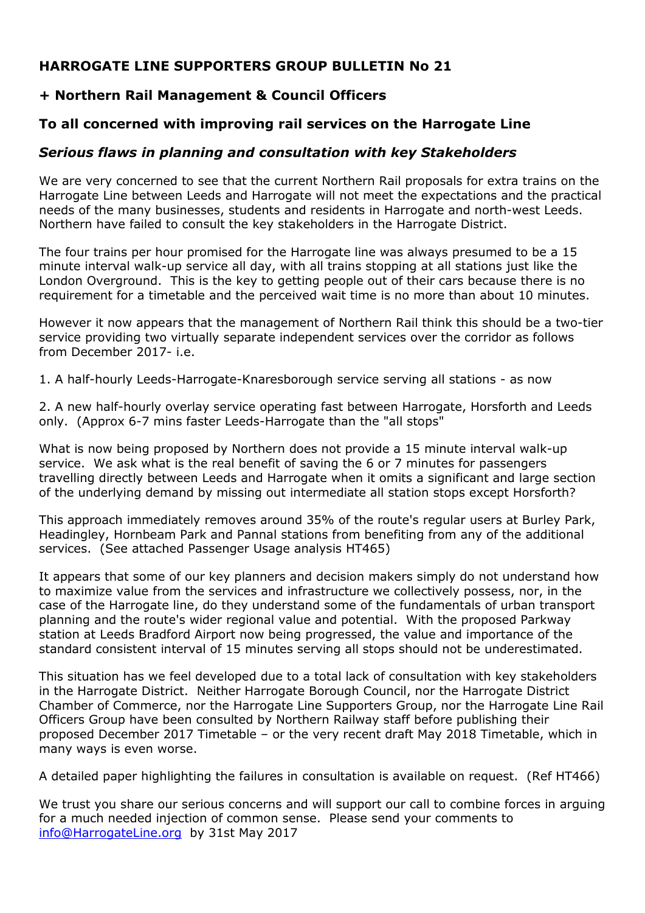**HARROGATE LINE SUPPORTERS GROUP BULLETIN No 21**

**+ Northern Rail Management & Council Officers**

**To all concerned with improving rail services on the Harrogate Line**

***Serious flaws in planning and consultation with key Stakeholders***

We are very concerned to see that the current Northern Rail proposals for extra trains on the Harrogate Line between Leeds and Harrogate will not meet the expectations and the practical needs of the many businesses, students and residents in Harrogate and north-west Leeds. Northern have failed to consult the key stakeholders in the Harrogate District.

The four trains per hour promised for the Harrogate line was always presumed to be a 15 minute interval walk-up service all day, with all trains stopping at all stations just like the London Overground. This is the key to getting people out of their cars because there is no requirement for a timetable and the perceived wait time is no more than about 10 minutes.

However it now appears that the management of Northern Rail think this should be a two-tier service providing two virtually separate independent services over the corridor as follows from December 2017- i.e.

1. A half-hourly Leeds-Harrogate-Knaresborough service serving all stations - as now

2. A new half-hourly overlay service operating fast between Harrogate, Horsforth and Leeds only. (Approx 6-7 mins faster Leeds-Harrogate than the "all stops"

What is now being proposed by Northern does not provide a 15 minute interval walk-up service. We ask what is the real benefit of saving the 6 or 7 minutes for passengers travelling directly between Leeds and Harrogate when it omits a significant and large section of the underlying demand by missing out intermediate all station stops except Horsforth?

This approach immediately removes around 35% of the route's regular users at Burley Park, Headingley, Hornbeam Park and Pannal stations from benefiting from any of the additional services. (See attached Passenger Usage analysis HT465)

It appears that some of our key planners and decision makers simply do not understand how to maximize value from the services and infrastructure we collectively possess, nor, in the case of the Harrogate line, do they understand some of the fundamentals of urban transport planning and the route's wider regional value and potential. With the proposed Parkway station at Leeds Bradford Airport now being progressed, the value and importance of the standard consistent interval of 15 minutes serving all stops should not be underestimated.

This situation has we feel developed due to a total lack of consultation with key stakeholders in the Harrogate District. Neither Harrogate Borough Council, nor the Harrogate District Chamber of Commerce, nor the Harrogate Line Supporters Group, nor the Harrogate Line Rail Officers Group have been consulted by Northern Railway staff before publishing their proposed December 2017 Timetable – or the very recent draft May 2018 Timetable, which in many ways is even worse.

A detailed paper highlighting the failures in consultation is available on request. (Ref HT466)

We trust you share our serious concerns and will support our call to combine forces in arguing for a much needed injection of common sense. Please send your comments to [info@HarrogateLine.org](mailto:info@HarrogateLine.org) by 31st May 2017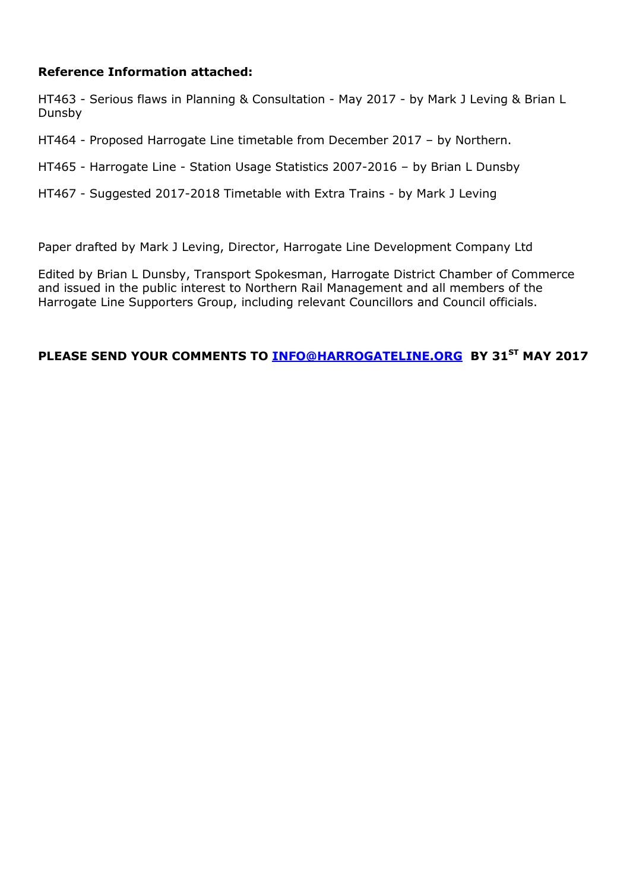**Reference Information attached:**

HT463 - Serious flaws in Planning & Consultation - May 2017 - by Mark J Leving & Brian L Dunsby

HT464 - Proposed Harrogate Line timetable from December 2017 – by Northern.

HT465 - Harrogate Line - Station Usage Statistics 2007-2016 – by Brian L Dunsby

HT467 - Suggested 2017-2018 Timetable with Extra Trains - by Mark J Leving

Paper drafted by Mark J Leving, Director, Harrogate Line Development Company Ltd

Edited by Brian L Dunsby, Transport Spokesman, Harrogate District Chamber of Commerce and issued in the public interest to Northern Rail Management and all members of the Harrogate Line Supporters Group, including relevant Councillors and Council officials.

**PLEASE SEND YOUR COMMENTS TO INFO@HARROGATELINE.ORG BY 31ST MAY 2017**